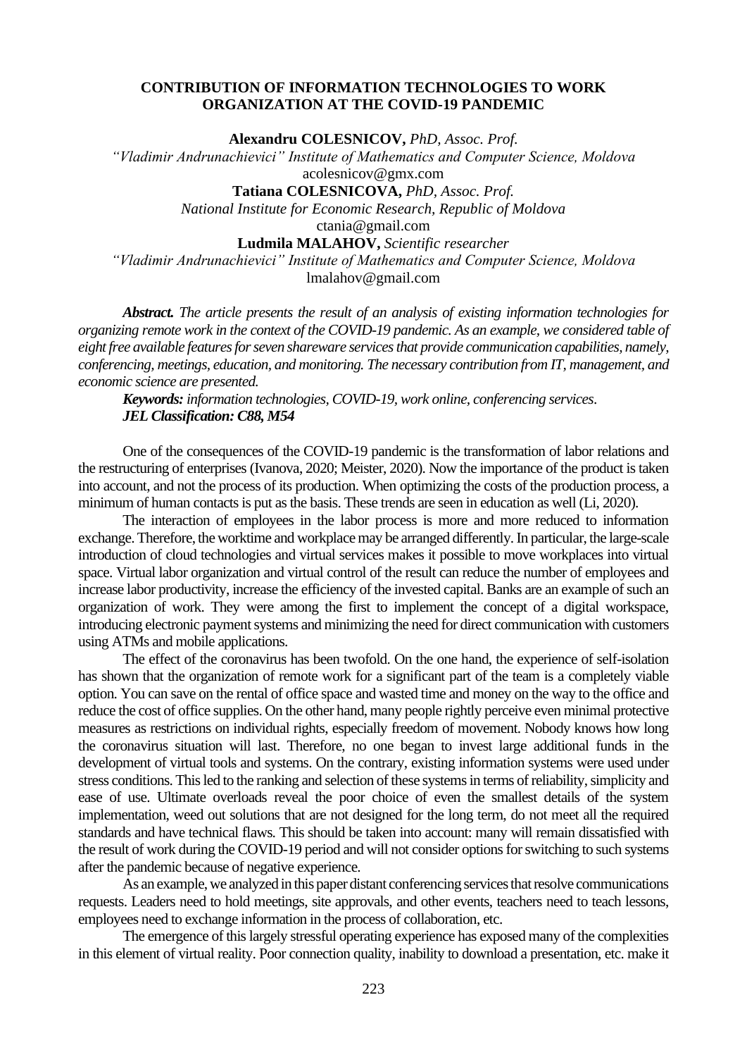# CONTRIBUTION OF INFORMATION TECHNOLOGIES TO WORK ORGANIZATION AT THE COVID-19 PANDEMIC

**Alexandru COLESNICOV,** *PhD, Assoc. Prof.*
*"Vladimir Andrunachievici" Institute of Mathematics and Computer Science, Moldova*
acolesnicov@gmx.com

**Tatiana COLESNICOVA,** *PhD, Assoc. Prof.*
*National Institute for Economic Research, Republic of Moldova*
ctania@gmail.com

**Ludmila MALAHOV,** *Scientific researcher*
*"Vladimir Andrunachievici" Institute of Mathematics and Computer Science, Moldova*
lmalahov@gmail.com

***Abstract.*** *The article presents the result of an analysis of existing information technologies for organizing remote work in the context of the COVID-19 pandemic. As an example, we considered table of eight free available features for seven shareware services that provide communication capabilities, namely, conferencing, meetings, education, and monitoring. The necessary contribution from IT, management, and economic science are presented.*

***Keywords:*** *information technologies, COVID-19, work online, conferencing services.*
***JEL Classification: C88, M54***

One of the consequences of the COVID-19 pandemic is the transformation of labor relations and the restructuring of enterprises (Ivanova, 2020; Meister, 2020). Now the importance of the product is taken into account, and not the process of its production. When optimizing the costs of the production process, a minimum of human contacts is put as the basis. These trends are seen in education as well (Li, 2020).

The interaction of employees in the labor process is more and more reduced to information exchange. Therefore, the worktime and workplace may be arranged differently. In particular, the large-scale introduction of cloud technologies and virtual services makes it possible to move workplaces into virtual space. Virtual labor organization and virtual control of the result can reduce the number of employees and increase labor productivity, increase the efficiency of the invested capital. Banks are an example of such an organization of work. They were among the first to implement the concept of a digital workspace, introducing electronic payment systems and minimizing the need for direct communication with customers using ATMs and mobile applications.

The effect of the coronavirus has been twofold. On the one hand, the experience of self-isolation has shown that the organization of remote work for a significant part of the team is a completely viable option. You can save on the rental of office space and wasted time and money on the way to the office and reduce the cost of office supplies. On the other hand, many people rightly perceive even minimal protective measures as restrictions on individual rights, especially freedom of movement. Nobody knows how long the coronavirus situation will last. Therefore, no one began to invest large additional funds in the development of virtual tools and systems. On the contrary, existing information systems were used under stress conditions. This led to the ranking and selection of these systems in terms of reliability, simplicity and ease of use. Ultimate overloads reveal the poor choice of even the smallest details of the system implementation, weed out solutions that are not designed for the long term, do not meet all the required standards and have technical flaws. This should be taken into account: many will remain dissatisfied with the result of work during the COVID-19 period and will not consider options for switching to such systems after the pandemic because of negative experience.

As an example, we analyzed in this paper distant conferencing services that resolve communications requests. Leaders need to hold meetings, site approvals, and other events, teachers need to teach lessons, employees need to exchange information in the process of collaboration, etc.

The emergence of this largely stressful operating experience has exposed many of the complexities in this element of virtual reality. Poor connection quality, inability to download a presentation, etc. make it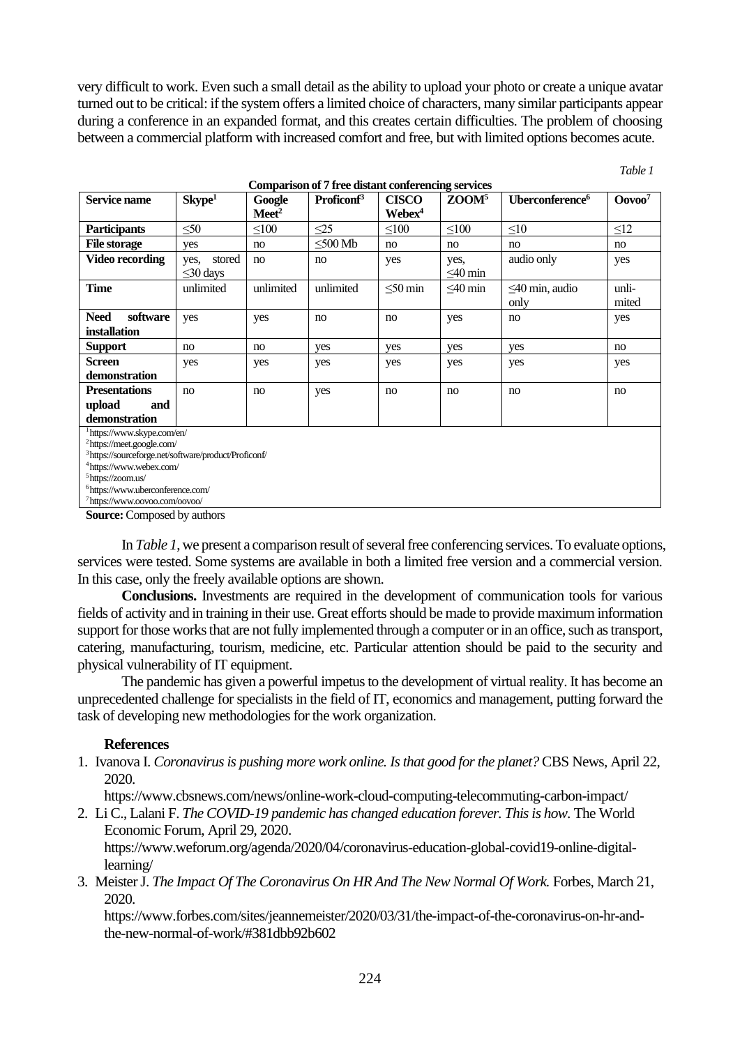very difficult to work. Even such a small detail as the ability to upload your photo or create a unique avatar turned out to be critical: if the system offers a limited choice of characters, many similar participants appear during a conference in an expanded format, and this creates certain difficulties. The problem of choosing between a commercial platform with increased comfort and free, but with limited options becomes acute.

*Table 1*

**Comparison of 7 free distant conferencing services**

| Service name | Skype[1] | Google Meet[2] | Proficonf[3] | CISCO Webex[4] | ZOOM[5] | Uberconference[6] | Oovoo[7] |
|---|---|---|---|---|---|---|---|
| **Participants** | ≤50 | ≤100 | ≤25 | ≤100 | ≤100 | ≤10 | ≤12 |
| **File storage** | yes | no | ≤500 Mb | no | no | no | no |
| **Video recording** | yes, stored ≤30 days | no | no | yes | yes, ≤40 min | audio only | yes |
| **Time** | unlimited | unlimited | unlimited | ≤50 min | ≤40 min | ≤40 min, audio only | unlimited |
| **Need software installation** | yes | yes | no | no | yes | no | yes |
| **Support** | no | no | yes | yes | yes | yes | no |
| **Screen demonstration** | yes | yes | yes | yes | yes | yes | yes |
| **Presentations upload and demonstration** | no | no | yes | no | no | no | no |

[1]https://www.skype.com/en/
[2]https://meet.google.com/
[3]https://sourceforge.net/software/product/Proficonf/
[4]https://www.webex.com/
[5]https://zoom.us/
[6]https://www.uberconference.com/
[7]https://www.oovoo.com/oovoo/

**Source:** Composed by authors

In *Table 1*, we present a comparison result of several free conferencing services. To evaluate options, services were tested. Some systems are available in both a limited free version and a commercial version. In this case, only the freely available options are shown.

**Conclusions.** Investments are required in the development of communication tools for various fields of activity and in training in their use. Great efforts should be made to provide maximum information support for those works that are not fully implemented through a computer or in an office, such as transport, catering, manufacturing, tourism, medicine, etc. Particular attention should be paid to the security and physical vulnerability of IT equipment.

The pandemic has given a powerful impetus to the development of virtual reality. It has become an unprecedented challenge for specialists in the field of IT, economics and management, putting forward the task of developing new methodologies for the work organization.

### References

1. Ivanova I. *Coronavirus is pushing more work online. Is that good for the planet?* CBS News, April 22, 2020.
   https://www.cbsnews.com/news/online-work-cloud-computing-telecommuting-carbon-impact/
2. Li C., Lalani F. *The COVID-19 pandemic has changed education forever. This is how.* The World Economic Forum, April 29, 2020.
   https://www.weforum.org/agenda/2020/04/coronavirus-education-global-covid19-online-digital-learning/
3. Meister J. *The Impact Of The Coronavirus On HR And The New Normal Of Work.* Forbes, March 21, 2020.
   https://www.forbes.com/sites/jeannemeister/2020/03/31/the-impact-of-the-coronavirus-on-hr-and-the-new-normal-of-work/#381dbb92b602